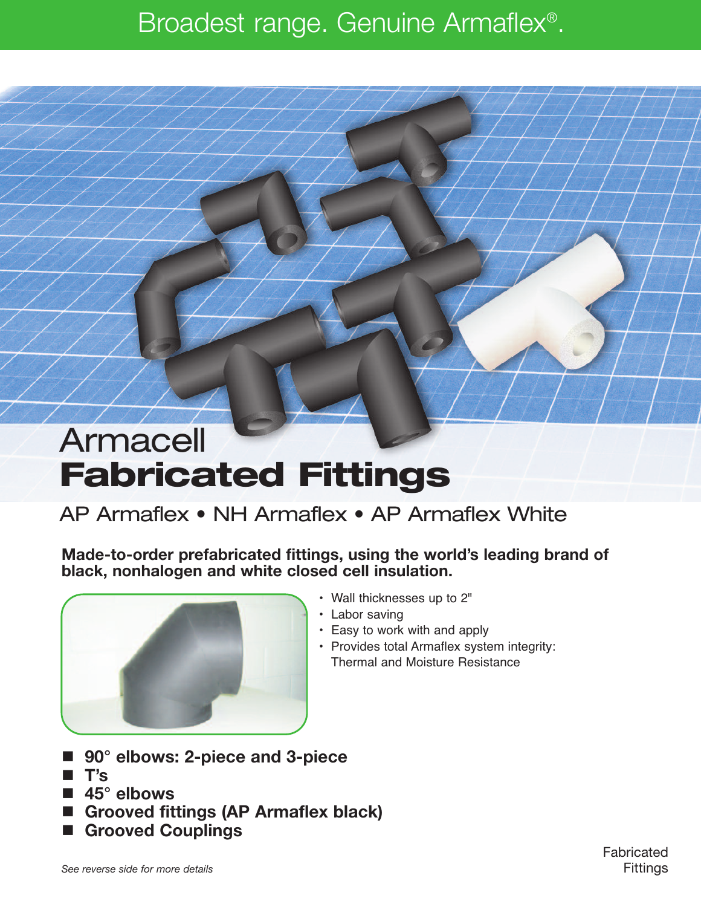Broadest range. Genuine Armaflex®.

# Armacell
# Fabricated Fittings

## AP Armaflex • NH Armaflex • AP Armaflex White

**Made-to-order prefabricated fittings, using the world's leading brand of black, nonhalogen and white closed cell insulation.**

- Wall thicknesses up to 2"
- Labor saving
- Easy to work with and apply
- Provides total Armaflex system integrity: Thermal and Moisture Resistance

- **90° elbows: 2-piece and 3-piece**
- **T's**
- **45° elbows**
- **Grooved fittings (AP Armaflex black)**
- **Grooved Couplings**

*See reverse side for more details*

Fabricated Fittings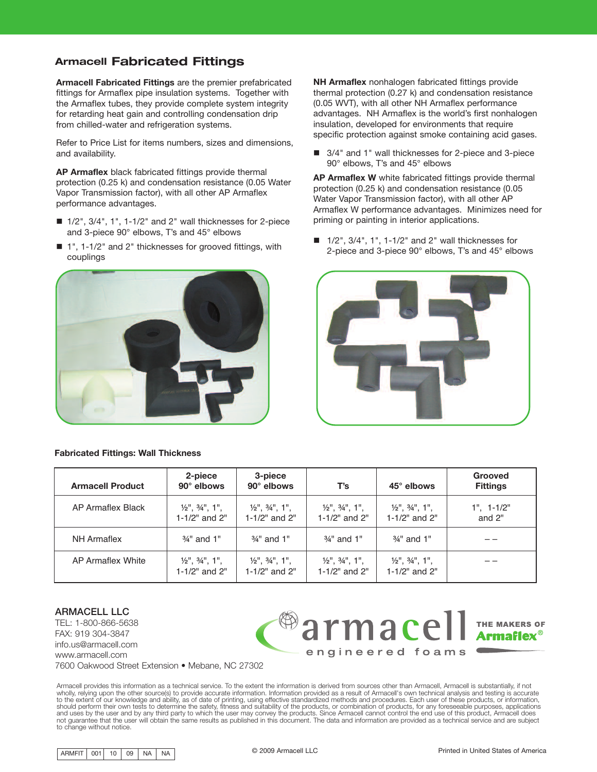## Armacell Fabricated Fittings

**Armacell Fabricated Fittings** are the premier prefabricated fittings for Armaflex pipe insulation systems. Together with the Armaflex tubes, they provide complete system integrity for retarding heat gain and controlling condensation drip from chilled-water and refrigeration systems.

Refer to Price List for items numbers, sizes and dimensions, and availability.

**AP Armaflex** black fabricated fittings provide thermal protection (0.25 k) and condensation resistance (0.05 Water Vapor Transmission factor), with all other AP Armaflex performance advantages.

- 1/2", 3/4", 1", 1-1/2" and 2" wall thicknesses for 2-piece and 3-piece 90° elbows, T's and 45° elbows
- 1", 1-1/2" and 2" thicknesses for grooved fittings, with couplings

**NH Armaflex** nonhalogen fabricated fittings provide thermal protection (0.27 k) and condensation resistance (0.05 WVT), with all other NH Armaflex performance advantages. NH Armaflex is the world's first nonhalogen insulation, developed for environments that require specific protection against smoke containing acid gases.

- 3/4" and 1" wall thicknesses for 2-piece and 3-piece 90° elbows, T's and 45° elbows

**AP Armaflex W** white fabricated fittings provide thermal protection (0.25 k) and condensation resistance (0.05 Water Vapor Transmission factor), with all other AP Armaflex W performance advantages. Minimizes need for priming or painting in interior applications.

- 1/2", 3/4", 1", 1-1/2" and 2" wall thicknesses for 2-piece and 3-piece 90° elbows, T's and 45° elbows

**Fabricated Fittings: Wall Thickness**

| Armacell Product | 2-piece 90° elbows | 3-piece 90° elbows | T's | 45° elbows | Grooved Fittings |
|---|---|---|---|---|---|
| AP Armaflex Black | ½", ¾", 1", 1-1/2" and 2" | ½", ¾", 1", 1-1/2" and 2" | ½", ¾", 1", 1-1/2" and 2" | ½", ¾", 1", 1-1/2" and 2" | 1", 1-1/2" and 2" |
| NH Armaflex | ¾" and 1" | ¾" and 1" | ¾" and 1" | ¾" and 1" | – – |
| AP Armaflex White | ½", ¾", 1", 1-1/2" and 2" | ½", ¾", 1", 1-1/2" and 2" | ½", ¾", 1", 1-1/2" and 2" | ½", ¾", 1", 1-1/2" and 2" | – – |

**ARMACELL LLC**
TEL: 1-800-866-5638
FAX: 919 304-3847
info.us@armacell.com
www.armacell.com
7600 Oakwood Street Extension • Mebane, NC 27302

armacell engineered foams — THE MAKERS OF Armaflex®

Armacell provides this information as a technical service. To the extent the information is derived from sources other than Armacell, Armacell is substantially, if not wholly, relying upon the other source(s) to provide accurate information. Information provided as a result of Armacell's own technical analysis and testing is accurate to the extent of our knowledge and ability, as of date of printing, using effective standardized methods and procedures. Each user of these products, or information, should perform their own tests to determine the safety, fitness and suitability of the products, or combination of products, for any foreseeable purposes, applications and uses by the user and by any third party to which the user may convey the products. Since Armacell cannot control the end use of this product, Armacell does not guarantee that the user will obtain the same results as published in this document. The data and information are provided as a technical service and are subject to change without notice.

| ARMFIT | 001 | 10 | 09 | NA | NA |
|---|---|---|---|---|---|

© 2009 Armacell LLC

Printed in United States of America